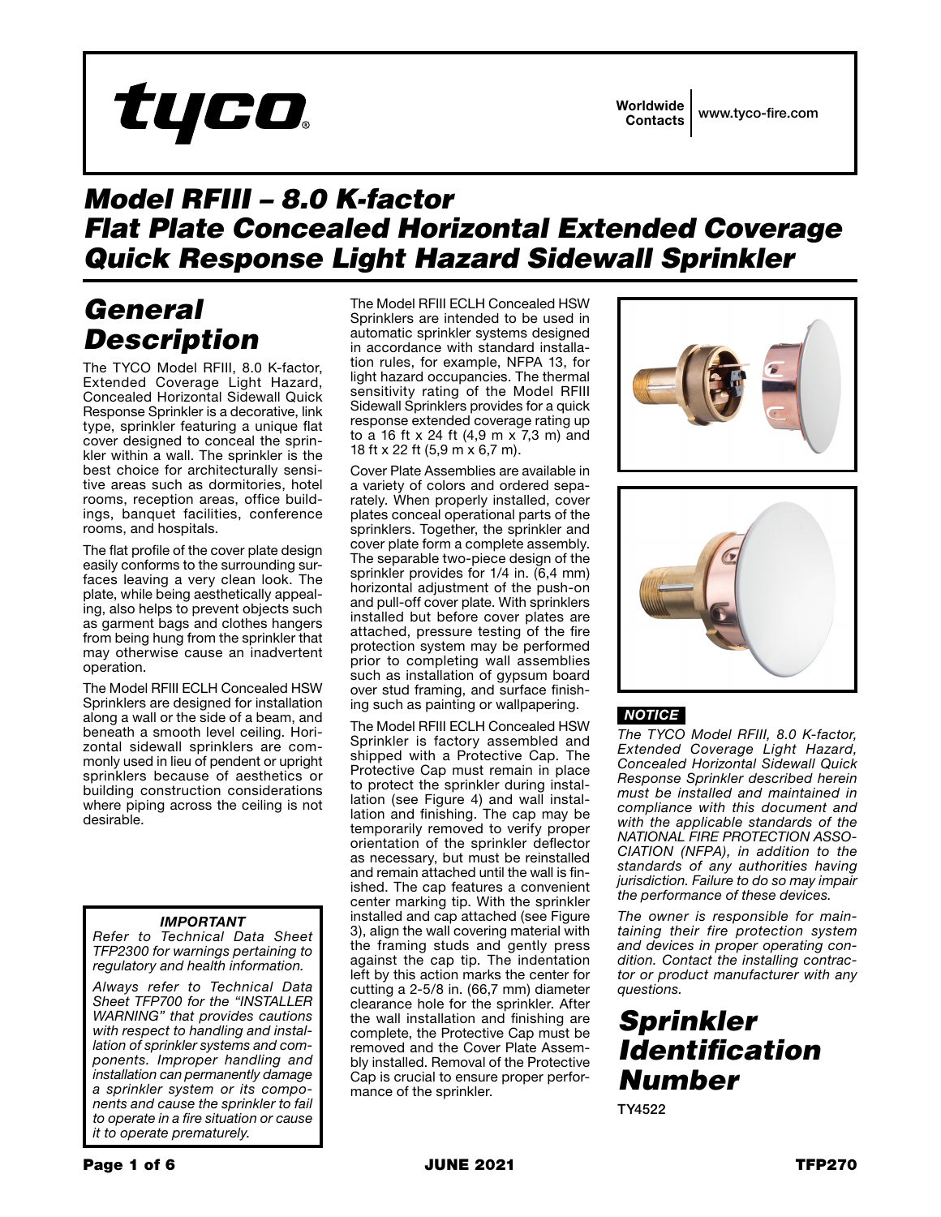tyco®

Worldwide Contacts | www.tyco-fire.com

# Model RFIII – 8.0 K-factor Flat Plate Concealed Horizontal Extended Coverage Quick Response Light Hazard Sidewall Sprinkler

## General Description

The TYCO Model RFIII, 8.0 K-factor, Extended Coverage Light Hazard, Concealed Horizontal Sidewall Quick Response Sprinkler is a decorative, link type, sprinkler featuring a unique flat cover designed to conceal the sprinkler within a wall. The sprinkler is the best choice for architecturally sensitive areas such as dormitories, hotel rooms, reception areas, office buildings, banquet facilities, conference rooms, and hospitals.

The flat profile of the cover plate design easily conforms to the surrounding surfaces leaving a very clean look. The plate, while being aesthetically appealing, also helps to prevent objects such as garment bags and clothes hangers from being hung from the sprinkler that may otherwise cause an inadvertent operation.

The Model RFIII ECLH Concealed HSW Sprinklers are designed for installation along a wall or the side of a beam, and beneath a smooth level ceiling. Horizontal sidewall sprinklers are commonly used in lieu of pendent or upright sprinklers because of aesthetics or building construction considerations where piping across the ceiling is not desirable.

> ***IMPORTANT***
>
> *Refer to Technical Data Sheet TFP2300 for warnings pertaining to regulatory and health information.*
>
> *Always refer to Technical Data Sheet TFP700 for the "INSTALLER WARNING" that provides cautions with respect to handling and installation of sprinkler systems and components. Improper handling and installation can permanently damage a sprinkler system or its components and cause the sprinkler to fail to operate in a fire situation or cause it to operate prematurely.*

The Model RFIII ECLH Concealed HSW Sprinklers are intended to be used in automatic sprinkler systems designed in accordance with standard installation rules, for example, NFPA 13, for light hazard occupancies. The thermal sensitivity rating of the Model RFIII Sidewall Sprinklers provides for a quick response extended coverage rating up to a 16 ft x 24 ft (4,9 m x 7,3 m) and 18 ft x 22 ft (5,9 m x 6,7 m).

Cover Plate Assemblies are available in a variety of colors and ordered separately. When properly installed, cover plates conceal operational parts of the sprinklers. Together, the sprinkler and cover plate form a complete assembly. The separable two-piece design of the sprinkler provides for 1/4 in. (6,4 mm) horizontal adjustment of the push-on and pull-off cover plate. With sprinklers installed but before cover plates are attached, pressure testing of the fire protection system may be performed prior to completing wall assemblies such as installation of gypsum board over stud framing, and surface finishing such as painting or wallpapering.

The Model RFIII ECLH Concealed HSW Sprinkler is factory assembled and shipped with a Protective Cap. The Protective Cap must remain in place to protect the sprinkler during installation (see Figure 4) and wall installation and finishing. The cap may be temporarily removed to verify proper orientation of the sprinkler deflector as necessary, but must be reinstalled and remain attached until the wall is finished. The cap features a convenient center marking tip. With the sprinkler installed and cap attached (see Figure 3), align the wall covering material with the framing studs and gently press against the cap tip. The indentation left by this action marks the center for cutting a 2-5/8 in. (66,7 mm) diameter clearance hole for the sprinkler. After the wall installation and finishing are complete, the Protective Cap must be removed and the Cover Plate Assembly installed. Removal of the Protective Cap is crucial to ensure proper performance of the sprinkler.

***NOTICE***

*The TYCO Model RFIII, 8.0 K-factor, Extended Coverage Light Hazard, Concealed Horizontal Sidewall Quick Response Sprinkler described herein must be installed and maintained in compliance with this document and with the applicable standards of the NATIONAL FIRE PROTECTION ASSOCIATION (NFPA), in addition to the standards of any authorities having jurisdiction. Failure to do so may impair the performance of these devices.*

*The owner is responsible for maintaining their fire protection system and devices in proper operating condition. Contact the installing contractor or product manufacturer with any questions.*

## Sprinkler Identification Number

TY4522

JUNE 2021 TFP270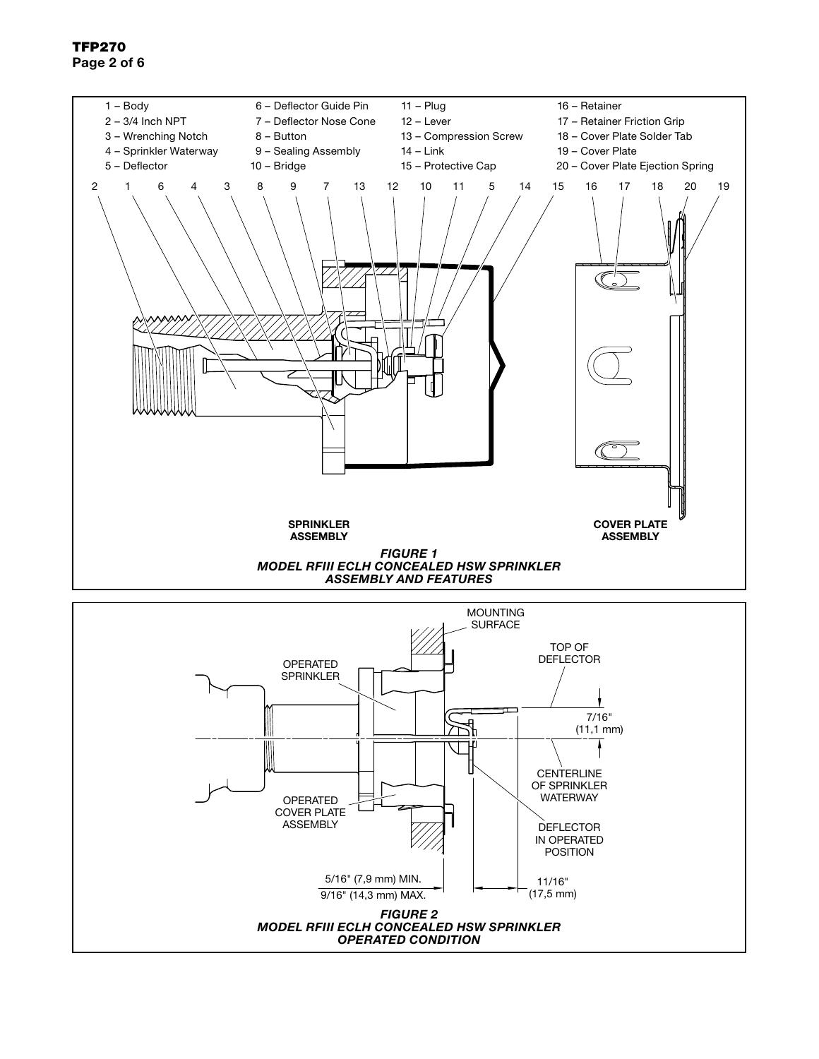1 – Body
2 – 3/4 Inch NPT
3 – Wrenching Notch
4 – Sprinkler Waterway
5 – Deflector
6 – Deflector Guide Pin
7 – Deflector Nose Cone
8 – Button
9 – Sealing Assembly
10 – Bridge
11 – Plug
12 – Lever
13 – Compression Screw
14 – Link
15 – Protective Cap
16 – Retainer
17 – Retainer Friction Grip
18 – Cover Plate Solder Tab
19 – Cover Plate
20 – Cover Plate Ejection Spring

2 1 6 4 3 8 9 7 13 12 10 11 5 14 15 16 17 18 20 19

SPRINKLER ASSEMBLY

COVER PLATE ASSEMBLY

***FIGURE 1***
***MODEL RFIII ECLH CONCEALED HSW SPRINKLER ASSEMBLY AND FEATURES***

MOUNTING SURFACE

TOP OF DEFLECTOR

OPERATED SPRINKLER

7/16" (11,1 mm)

CENTERLINE OF SPRINKLER WATERWAY

OPERATED COVER PLATE ASSEMBLY

DEFLECTOR IN OPERATED POSITION

5/16" (7,9 mm) MIN.
9/16" (14,3 mm) MAX.

11/16" (17,5 mm)

***FIGURE 2***
***MODEL RFIII ECLH CONCEALED HSW SPRINKLER OPERATED CONDITION***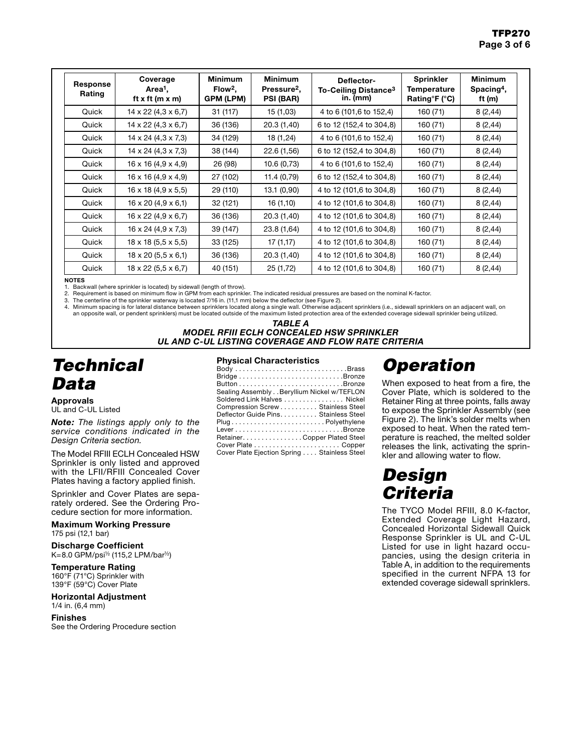| Response Rating | Coverage Area[1], ft x ft (m x m) | Minimum Flow[2], GPM (LPM) | Minimum Pressure[2], PSI (BAR) | Deflector-To-Ceiling Distance[3] in. (mm) | Sprinkler Temperature Rating°F (°C) | Minimum Spacing[4], ft (m) |
|---|---|---|---|---|---|---|
| Quick | 14 x 22 (4,3 x 6,7) | 31 (117) | 15 (1,03) | 4 to 6 (101,6 to 152,4) | 160 (71) | 8 (2,44) |
| Quick | 14 x 22 (4,3 x 6,7) | 36 (136) | 20.3 (1,40) | 6 to 12 (152,4 to 304,8) | 160 (71) | 8 (2,44) |
| Quick | 14 x 24 (4,3 x 7,3) | 34 (129) | 18 (1,24) | 4 to 6 (101,6 to 152,4) | 160 (71) | 8 (2,44) |
| Quick | 14 x 24 (4,3 x 7,3) | 38 (144) | 22.6 (1,56) | 6 to 12 (152,4 to 304,8) | 160 (71) | 8 (2,44) |
| Quick | 16 x 16 (4,9 x 4,9) | 26 (98) | 10.6 (0,73) | 4 to 6 (101,6 to 152,4) | 160 (71) | 8 (2,44) |
| Quick | 16 x 16 (4,9 x 4,9) | 27 (102) | 11.4 (0,79) | 6 to 12 (152,4 to 304,8) | 160 (71) | 8 (2,44) |
| Quick | 16 x 18 (4,9 x 5,5) | 29 (110) | 13.1 (0,90) | 4 to 12 (101,6 to 304,8) | 160 (71) | 8 (2,44) |
| Quick | 16 x 20 (4,9 x 6,1) | 32 (121) | 16 (1,10) | 4 to 12 (101,6 to 304,8) | 160 (71) | 8 (2,44) |
| Quick | 16 x 22 (4,9 x 6,7) | 36 (136) | 20.3 (1,40) | 4 to 12 (101,6 to 304,8) | 160 (71) | 8 (2,44) |
| Quick | 16 x 24 (4,9 x 7,3) | 39 (147) | 23.8 (1,64) | 4 to 12 (101,6 to 304,8) | 160 (71) | 8 (2,44) |
| Quick | 18 x 18 (5,5 x 5,5) | 33 (125) | 17 (1,17) | 4 to 12 (101,6 to 304,8) | 160 (71) | 8 (2,44) |
| Quick | 18 x 20 (5,5 x 6,1) | 36 (136) | 20.3 (1,40) | 4 to 12 (101,6 to 304,8) | 160 (71) | 8 (2,44) |
| Quick | 18 x 22 (5,5 x 6,7) | 40 (151) | 25 (1,72) | 4 to 12 (101,6 to 304,8) | 160 (71) | 8 (2,44) |

**NOTES**
1. Backwall (where sprinkler is located) by sidewall (length of throw).
2. Requirement is based on minimum flow in GPM from each sprinkler. The indicated residual pressures are based on the nominal K-factor.
3. The centerline of the sprinkler waterway is located 7/16 in. (11,1 mm) below the deflector (see Figure 2).
4. Minimum spacing is for lateral distance between sprinklers located along a single wall. Otherwise adjacent sprinklers (i.e., sidewall sprinklers on an adjacent wall, on an opposite wall, or pendent sprinklers) must be located outside of the maximum listed protection area of the extended coverage sidewall sprinkler being utilized.

***TABLE A***
***MODEL RFIII ECLH CONCEALED HSW SPRINKLER***
***UL AND C-UL LISTING COVERAGE AND FLOW RATE CRITERIA***

# Technical Data

**Approvals**
UL and C-UL Listed

***Note:*** *The listings apply only to the service conditions indicated in the Design Criteria section.*

The Model RFIII ECLH Concealed HSW Sprinkler is only listed and approved with the LFII/RFIII Concealed Cover Plates having a factory applied finish.

Sprinkler and Cover Plates are separately ordered. See the Ordering Procedure section for more information.

**Maximum Working Pressure**
175 psi (12,1 bar)

**Discharge Coefficient**
K=8.0 GPM/psi$^{1/2}$ (115,2 LPM/bar$^{1/2}$)

**Temperature Rating**
160°F (71°C) Sprinkler with
139°F (59°C) Cover Plate

**Horizontal Adjustment**
1/4 in. (6,4 mm)

**Finishes**
See the Ordering Procedure section

**Physical Characteristics**
Body . . . . . . . . . . . . . . . . . . . . . . . . . . . . .Brass
Bridge . . . . . . . . . . . . . . . . . . . . . . . . . . .Bronze
Button . . . . . . . . . . . . . . . . . . . . . . . . . . .Bronze
Sealing Assembly . .Beryllium Nickel w/TEFLON
Soldered Link Halves . . . . . . . . . . . . . . . . Nickel
Compression Screw . . . . . . . . . . Stainless Steel
Deflector Guide Pins. . . . . . . . . . Stainless Steel
Plug . . . . . . . . . . . . . . . . . . . . . . . . . Polyethylene
Lever . . . . . . . . . . . . . . . . . . . . . . . . . . . .Bronze
Retainer. . . . . . . . . . . . . . . . Copper Plated Steel
Cover Plate . . . . . . . . . . . . . . . . . . . . . . Copper
Cover Plate Ejection Spring . . . . Stainless Steel

# Operation

When exposed to heat from a fire, the Cover Plate, which is soldered to the Retainer Ring at three points, falls away to expose the Sprinkler Assembly (see Figure 2). The link's solder melts when exposed to heat. When the rated temperature is reached, the melted solder releases the link, activating the sprinkler and allowing water to flow.

# Design Criteria

The TYCO Model RFIII, 8.0 K-factor, Extended Coverage Light Hazard, Concealed Horizontal Sidewall Quick Response Sprinkler is UL and C-UL Listed for use in light hazard occupancies, using the design criteria in Table A, in addition to the requirements specified in the current NFPA 13 for extended coverage sidewall sprinklers.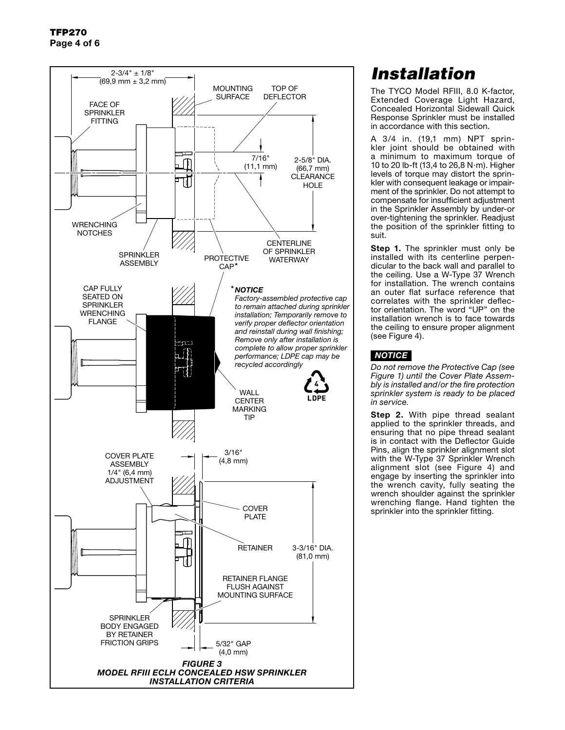2-3/4" ± 1/8"
(69,9 mm ± 3,2 mm)

FACE OF SPRINKLER FITTING

MOUNTING SURFACE

TOP OF DEFLECTOR

7/16"
(11,1 mm)

2-5/8" DIA.
(66,7 mm)
CLEARANCE HOLE

WRENCHING NOTCHES

SPRINKLER ASSEMBLY

PROTECTIVE CAP*

CENTERLINE OF SPRINKLER WATERWAY

CAP FULLY SEATED ON SPRINKLER WRENCHING FLANGE

**\*NOTICE**

*Factory-assembled protective cap to remain attached during sprinkler installation; Temporarily remove to verify proper deflector orientation and reinstall during wall finishing; Remove only after installation is complete to allow proper sprinkler performance; LDPE cap may be recycled accordingly*

4
LDPE

WALL CENTER MARKING TIP

COVER PLATE ASSEMBLY
1/4" (6,4 mm)
ADJUSTMENT

3/16"
(4,8 mm)

COVER PLATE

RETAINER

3-3/16" DIA.
(81,0 mm)

RETAINER FLANGE FLUSH AGAINST MOUNTING SURFACE

SPRINKLER BODY ENGAGED BY RETAINER FRICTION GRIPS

5/32" GAP
(4,0 mm)

***FIGURE 3***
***MODEL RFIII ECLH CONCEALED HSW SPRINKLER INSTALLATION CRITERIA***

# Installation

The TYCO Model RFIII, 8.0 K-factor, Extended Coverage Light Hazard, Concealed Horizontal Sidewall Quick Response Sprinkler must be installed in accordance with this section.

A 3/4 in. (19,1 mm) NPT sprinkler joint should be obtained with a minimum to maximum torque of 10 to 20 lb-ft (13,4 to 26,8 N·m). Higher levels of torque may distort the sprinkler with consequent leakage or impairment of the sprinkler. Do not attempt to compensate for insufficient adjustment in the Sprinkler Assembly by under-or over-tightening the sprinkler. Readjust the position of the sprinkler fitting to suit.

**Step 1.** The sprinkler must only be installed with its centerline perpendicular to the back wall and parallel to the ceiling. Use a W-Type 37 Wrench for installation. The wrench contains an outer flat surface reference that correlates with the sprinkler deflector orientation. The word "UP" on the installation wrench is to face towards the ceiling to ensure proper alignment (see Figure 4).

***NOTICE***

*Do not remove the Protective Cap (see Figure 1) until the Cover Plate Assembly is installed and/or the fire protection sprinkler system is ready to be placed in service.*

**Step 2.** With pipe thread sealant applied to the sprinkler threads, and ensuring that no pipe thread sealant is in contact with the Deflector Guide Pins, align the sprinkler alignment slot with the W-Type 37 Sprinkler Wrench alignment slot (see Figure 4) and engage by inserting the sprinkler into the wrench cavity, fully seating the wrench shoulder against the sprinkler wrenching flange. Hand tighten the sprinkler into the sprinkler fitting.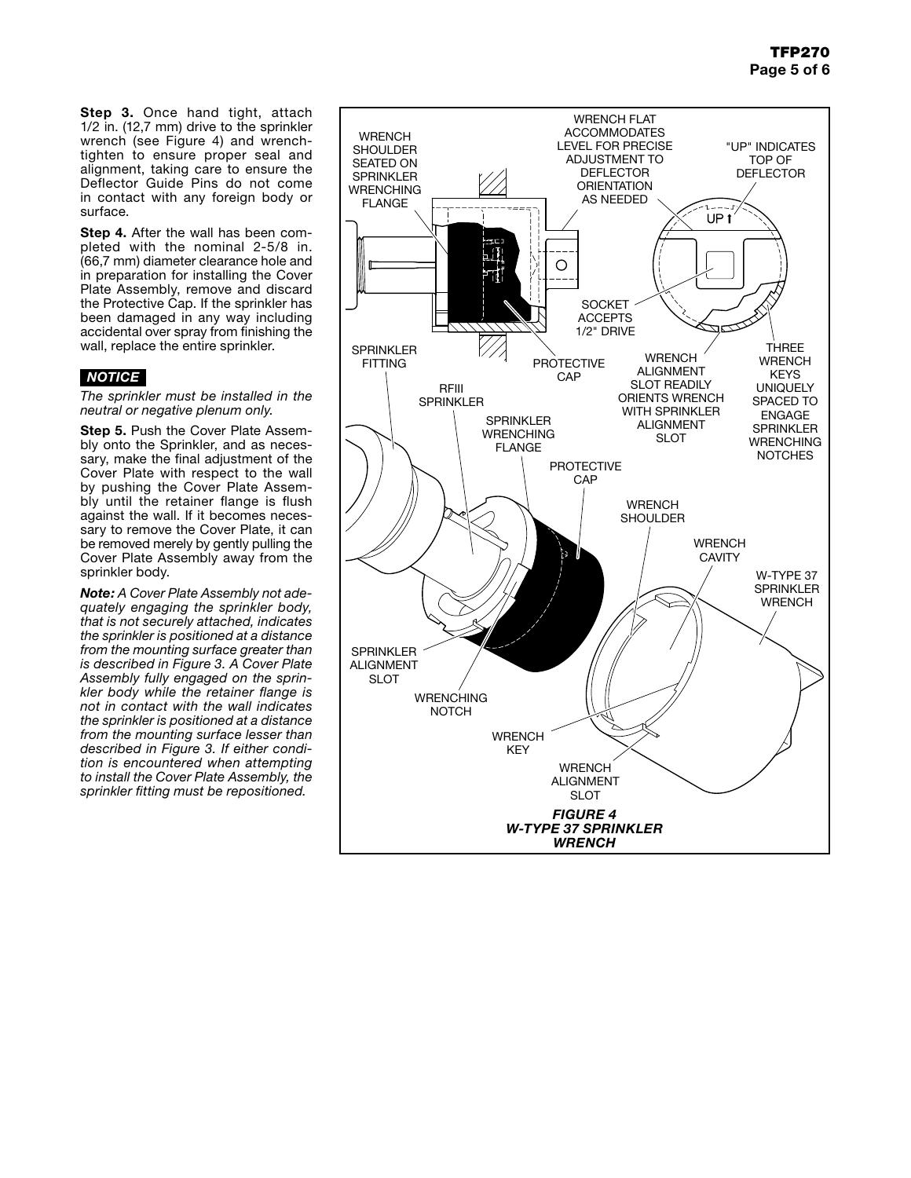**Step 3.** Once hand tight, attach 1/2 in. (12,7 mm) drive to the sprinkler wrench (see Figure 4) and wrench-tighten to ensure proper seal and alignment, taking care to ensure the Deflector Guide Pins do not come in contact with any foreign body or surface.

**Step 4.** After the wall has been completed with the nominal 2-5/8 in. (66,7 mm) diameter clearance hole and in preparation for installing the Cover Plate Assembly, remove and discard the Protective Cap. If the sprinkler has been damaged in any way including accidental over spray from finishing the wall, replace the entire sprinkler.

***NOTICE***

*The sprinkler must be installed in the neutral or negative plenum only.*

**Step 5.** Push the Cover Plate Assembly onto the Sprinkler, and as necessary, make the final adjustment of the Cover Plate with respect to the wall by pushing the Cover Plate Assembly until the retainer flange is flush against the wall. If it becomes necessary to remove the Cover Plate, it can be removed merely by gently pulling the Cover Plate Assembly away from the sprinkler body.

***Note:*** *A Cover Plate Assembly not adequately engaging the sprinkler body, that is not securely attached, indicates the sprinkler is positioned at a distance from the mounting surface greater than is described in Figure 3. A Cover Plate Assembly fully engaged on the sprinkler body while the retainer flange is not in contact with the wall indicates the sprinkler is positioned at a distance from the mounting surface lesser than described in Figure 3. If either condition is encountered when attempting to install the Cover Plate Assembly, the sprinkler fitting must be repositioned.*

WRENCH SHOULDER SEATED ON SPRINKLER WRENCHING FLANGE

WRENCH FLAT ACCOMMODATES LEVEL FOR PRECISE ADJUSTMENT TO DEFLECTOR ORIENTATION AS NEEDED

"UP" INDICATES TOP OF DEFLECTOR

UP

SOCKET ACCEPTS 1/2" DRIVE

SPRINKLER FITTING

PROTECTIVE CAP

WRENCH ALIGNMENT SLOT READILY ORIENTS WRENCH WITH SPRINKLER ALIGNMENT SLOT

THREE WRENCH KEYS UNIQUELY SPACED TO ENGAGE SPRINKLER WRENCHING NOTCHES

RFIII SPRINKLER

SPRINKLER WRENCHING FLANGE

PROTECTIVE CAP

WRENCH SHOULDER

WRENCH CAVITY

W-TYPE 37 SPRINKLER WRENCH

SPRINKLER ALIGNMENT SLOT

WRENCHING NOTCH

WRENCH KEY

WRENCH ALIGNMENT SLOT

***FIGURE 4***
***W-TYPE 37 SPRINKLER WRENCH***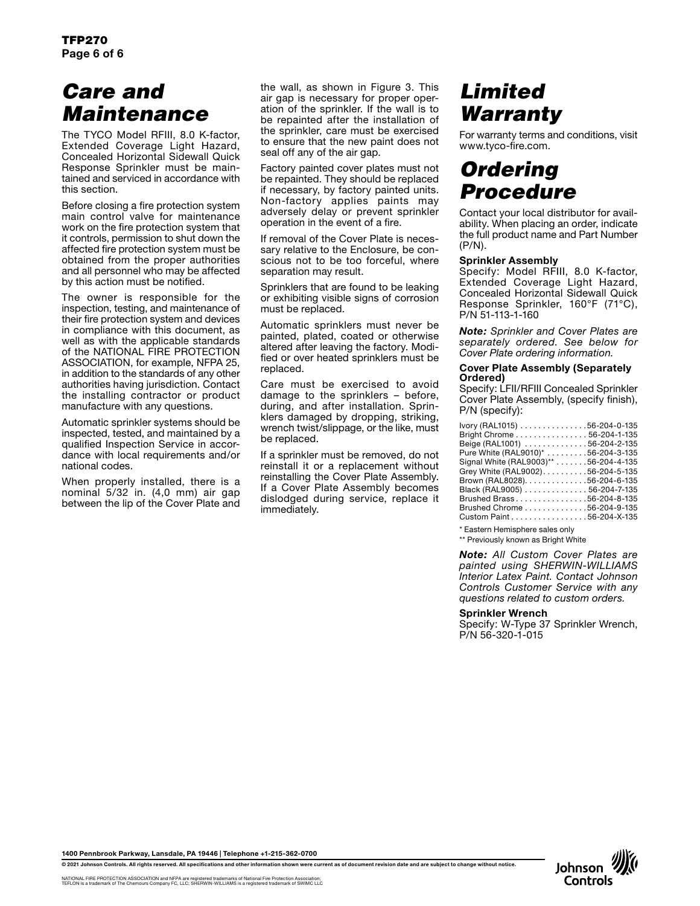# Care and Maintenance

The TYCO Model RFIII, 8.0 K-factor, Extended Coverage Light Hazard, Concealed Horizontal Sidewall Quick Response Sprinkler must be maintained and serviced in accordance with this section.

Before closing a fire protection system main control valve for maintenance work on the fire protection system that it controls, permission to shut down the affected fire protection system must be obtained from the proper authorities and all personnel who may be affected by this action must be notified.

The owner is responsible for the inspection, testing, and maintenance of their fire protection system and devices in compliance with this document, as well as with the applicable standards of the NATIONAL FIRE PROTECTION ASSOCIATION, for example, NFPA 25, in addition to the standards of any other authorities having jurisdiction. Contact the installing contractor or product manufacture with any questions.

Automatic sprinkler systems should be inspected, tested, and maintained by a qualified Inspection Service in accordance with local requirements and/or national codes.

When properly installed, there is a nominal 5/32 in. (4,0 mm) air gap between the lip of the Cover Plate and the wall, as shown in Figure 3. This air gap is necessary for proper operation of the sprinkler. If the wall is to be repainted after the installation of the sprinkler, care must be exercised to ensure that the new paint does not seal off any of the air gap.

Factory painted cover plates must not be repainted. They should be replaced if necessary, by factory painted units. Non-factory applies paints may adversely delay or prevent sprinkler operation in the event of a fire.

If removal of the Cover Plate is necessary relative to the Enclosure, be conscious not to be too forceful, where separation may result.

Sprinklers that are found to be leaking or exhibiting visible signs of corrosion must be replaced.

Automatic sprinklers must never be painted, plated, coated or otherwise altered after leaving the factory. Modified or over heated sprinklers must be replaced.

Care must be exercised to avoid damage to the sprinklers – before, during, and after installation. Sprinklers damaged by dropping, striking, wrench twist/slippage, or the like, must be replaced.

If a sprinkler must be removed, do not reinstall it or a replacement without reinstalling the Cover Plate Assembly. If a Cover Plate Assembly becomes dislodged during service, replace it immediately.

# Limited Warranty

For warranty terms and conditions, visit www.tyco-fire.com.

# Ordering Procedure

Contact your local distributor for availability. When placing an order, indicate the full product name and Part Number (P/N).

**Sprinkler Assembly**

Specify: Model RFIII, 8.0 K-factor, Extended Coverage Light Hazard, Concealed Horizontal Sidewall Quick Response Sprinkler, 160°F (71°C), P/N 51-113-1-160

***Note:*** *Sprinkler and Cover Plates are separately ordered. See below for Cover Plate ordering information.*

**Cover Plate Assembly (Separately Ordered)**

Specify: LFII/RFIII Concealed Sprinkler Cover Plate Assembly, (specify finish), P/N (specify):

| | |
|---|---|
| Ivory (RAL1015) | 56-204-0-135 |
| Bright Chrome | 56-204-1-135 |
| Beige (RAL1001) | 56-204-2-135 |
| Pure White (RAL9010)* | 56-204-3-135 |
| Signal White (RAL9003)** | 56-204-4-135 |
| Grey White (RAL9002) | 56-204-5-135 |
| Brown (RAL8028) | 56-204-6-135 |
| Black (RAL9005) | 56-204-7-135 |
| Brushed Brass | 56-204-8-135 |
| Brushed Chrome | 56-204-9-135 |
| Custom Paint | 56-204-X-135 |

\* Eastern Hemisphere sales only

\*\* Previously known as Bright White

***Note:*** *All Custom Cover Plates are painted using SHERWIN-WILLIAMS Interior Latex Paint. Contact Johnson Controls Customer Service with any questions related to custom orders.*

**Sprinkler Wrench**

Specify: W-Type 37 Sprinkler Wrench, P/N 56-320-1-015

1400 Pennbrook Parkway, Lansdale, PA 19446 | Telephone +1-215-362-0700

© 2021 Johnson Controls. All rights reserved. All specifications and other information shown were current as of document revision date and are subject to change without notice.

NATIONAL FIRE PROTECTION ASSOCIATION and NFPA are registered trademarks of National Fire Protection Association; TEFLON is a trademark of The Chemours Company FC, LLC; SHERWIN-WILLIAMS is a registered trademark of SWIMC LLC